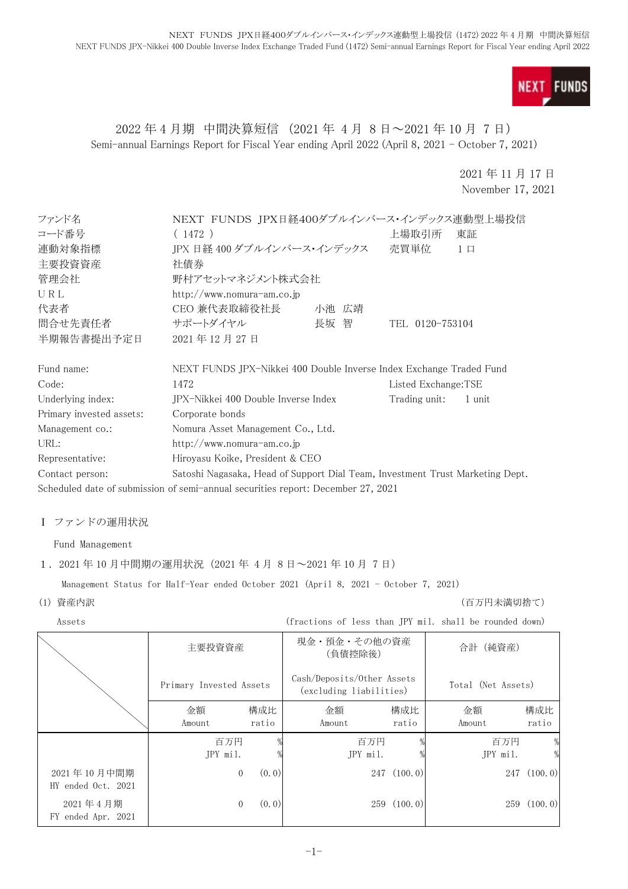# 2022 年 4 月期　中間決算短信（2021 年 4 月 8 日～2021 年 10 月 7 日）

Semi-annual Earnings Report for Fiscal Year ending April 2022 (April 8, 2021 - October 7, 2021)

2021 年 11 月 17 日
November 17, 2021

| | | | |
|---|---|---|---|
| ファンド名 | NEXT FUNDS JPX日経400ダブルインバース･インデックス連動型上場投信 | | |
| コード番号 | ( 1472 ) | 上場取引所 | 東証 |
| 連動対象指標 | JPX 日経 400 ダブルインバース・インデックス | 売買単位 | 1 口 |
| 主要投資資産 | 社債券 | | |
| 管理会社 | 野村アセットマネジメント株式会社 | | |
| URL | http://www.nomura-am.co.jp | | |
| 代表者 | CEO 兼代表取締役社長　小池 広靖 | | |
| 問合せ先責任者 | サポートダイヤル　長坂 智 | TEL | 0120-753104 |
| 半期報告書提出予定日 | 2021 年 12 月 27 日 | | |

| | | | |
|---|---|---|---|
| Fund name: | NEXT FUNDS JPX-Nikkei 400 Double Inverse Index Exchange Traded Fund | | |
| Code: | 1472 | Listed Exchange: | TSE |
| Underlying index: | JPX-Nikkei 400 Double Inverse Index | Trading unit: | 1 unit |
| Primary invested assets: | Corporate bonds | | |
| Management co.: | Nomura Asset Management Co., Ltd. | | |
| URL: | http://www.nomura-am.co.jp | | |
| Representative: | Hiroyasu Koike, President & CEO | | |
| Contact person: | Satoshi Nagasaka, Head of Support Dial Team, Investment Trust Marketing Dept. | | |

Scheduled date of submission of semi-annual securities report: December 27, 2021

## Ⅰ ファンドの運用状況

Fund Management

### 1．2021 年 10 月中間期の運用状況（2021 年 4 月 8 日～2021 年 10 月 7 日）

Management Status for Half-Year ended October 2021 (April 8, 2021 - October 7, 2021)

(1) 資産内訳　　　　　　　　　　　　　　　　　　　　　　　　　　　　（百万円未満切捨て）

Assets　　　　　　　　　　　　　　　　(fractions of less than JPY mil. shall be rounded down)

| | 主要投資資産 Primary Invested Assets | | 現金・預金・その他の資産（負債控除後） Cash/Deposits/Other Assets (excluding liabilities) | | 合計（純資産） Total (Net Assets) | |
|---|---|---|---|---|---|---|
| | 金額 Amount | 構成比 ratio | 金額 Amount | 構成比 ratio | 金額 Amount | 構成比 ratio |
| | 百万円 JPY mil. | % % | 百万円 JPY mil. | % % | 百万円 JPY mil. | % % |
| 2021 年 10 月中間期 HY ended Oct. 2021 | 0 | (0.0) | 247 | (100.0) | 247 | (100.0) |
| 2021 年 4 月期 FY ended Apr. 2021 | 0 | (0.0) | 259 | (100.0) | 259 | (100.0) |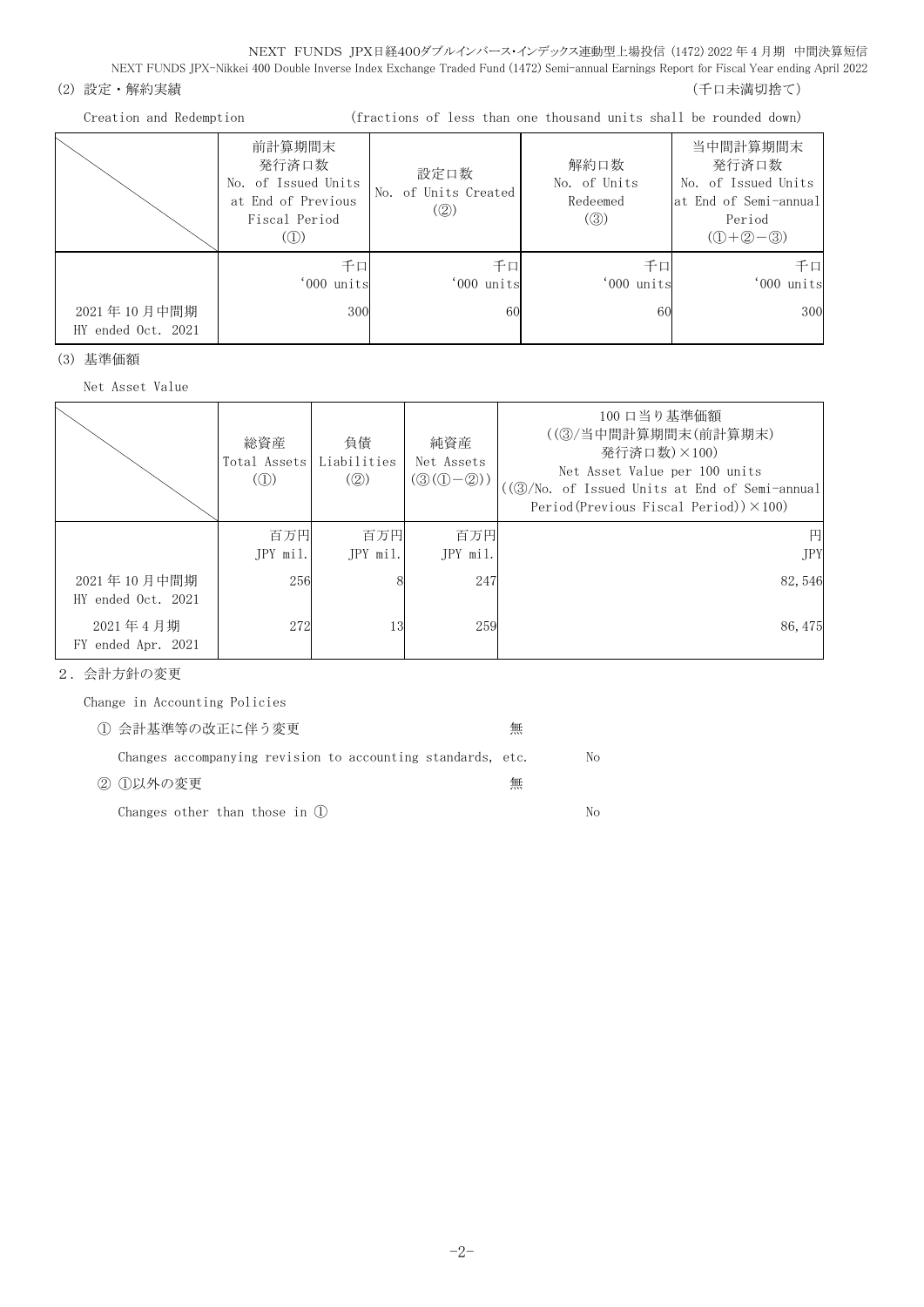(2) 設定・解約実績 （千口未満切捨て）

Creation and Redemption (fractions of less than one thousand units shall be rounded down)

| | 前計算期間末発行済口数 No. of Issued Units at End of Previous Fiscal Period (①) | 設定口数 No. of Units Created (②) | 解約口数 No. of Units Redeemed (③) | 当中間計算期間末発行済口数 No. of Issued Units at End of Semi-annual Period (①+②−③) |
|---|---|---|---|---|
| | 千口 '000 units | 千口 '000 units | 千口 '000 units | 千口 '000 units |
| 2021年10月中間期 HY ended Oct. 2021 | 300 | 60 | 60 | 300 |

(3) 基準価額

Net Asset Value

| | 総資産 Total Assets (①) | 負債 Liabilities (②) | 純資産 Net Assets (③(①−②)) | 100口当り基準価額 ((③/当中間計算期間末(前計算期末)発行済口数)×100) Net Asset Value per 100 units ((③/No. of Issued Units at End of Semi-annual Period(Previous Fiscal Period))×100) |
|---|---|---|---|---|
| | 百万円 JPY mil. | 百万円 JPY mil. | 百万円 JPY mil. | 円 JPY |
| 2021年10月中間期 HY ended Oct. 2021 | 256 | 8 | 247 | 82,546 |
| 2021年4月期 FY ended Apr. 2021 | 272 | 13 | 259 | 86,475 |

2．会計方針の変更

Change in Accounting Policies

① 会計基準等の改正に伴う変更 無

Changes accompanying revision to accounting standards, etc. No

② ①以外の変更 無

Changes other than those in ① No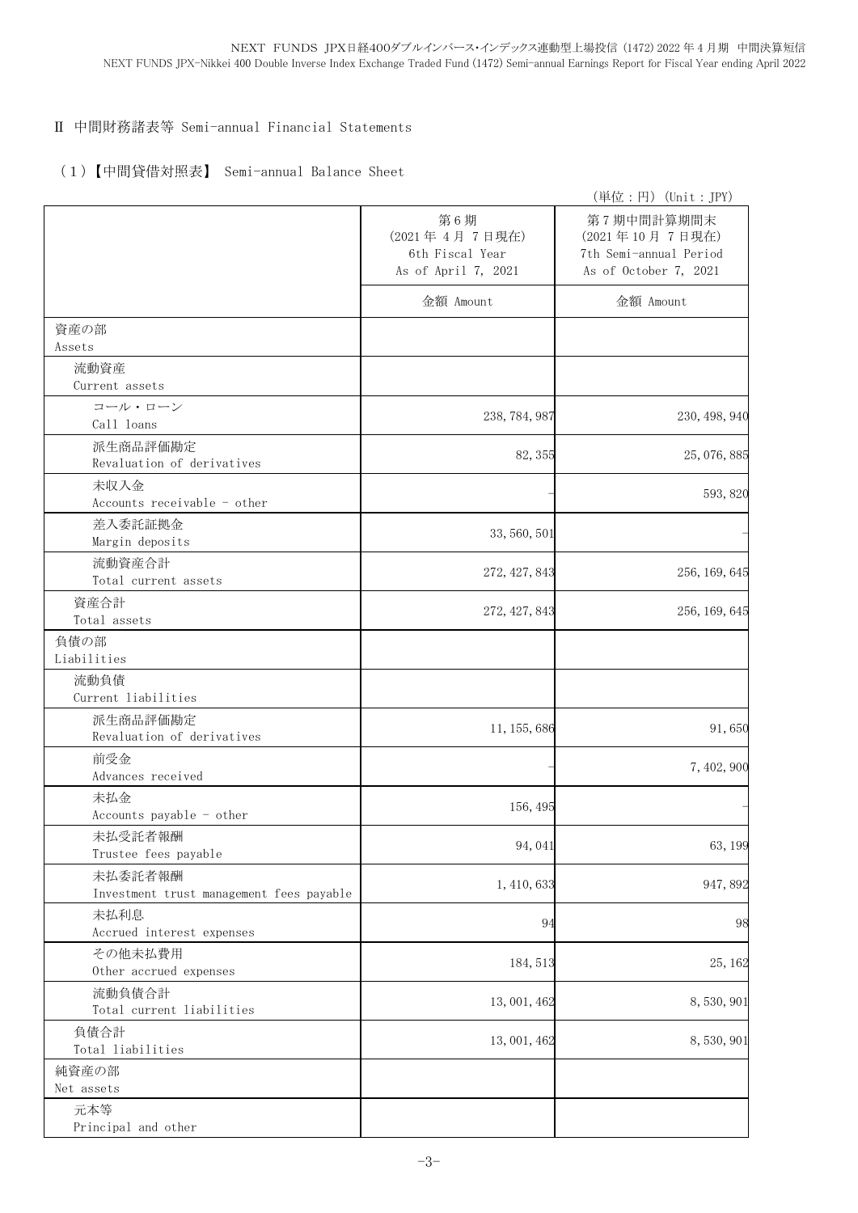## Ⅱ 中間財務諸表等 Semi-annual Financial Statements

### （1）【中間貸借対照表】 Semi-annual Balance Sheet

（単位：円）(Unit：JPY)

| | 第６期<br>(2021年４月７日現在)<br>6th Fiscal Year<br>As of April 7, 2021 | 第７期中間計算期間末<br>(2021年10月７日現在)<br>7th Semi-annual Period<br>As of October 7, 2021 |
|---|---|---|
| | 金額 Amount | 金額 Amount |
| 資産の部<br>Assets | | |
| 流動資産<br>Current assets | | |
| コール・ローン<br>Call loans | 238,784,987 | 230,498,940 |
| 派生商品評価勘定<br>Revaluation of derivatives | 82,355 | 25,076,885 |
| 未収入金<br>Accounts receivable - other | - | 593,820 |
| 差入委託証拠金<br>Margin deposits | 33,560,501 | - |
| 流動資産合計<br>Total current assets | 272,427,843 | 256,169,645 |
| 資産合計<br>Total assets | 272,427,843 | 256,169,645 |
| 負債の部<br>Liabilities | | |
| 流動負債<br>Current liabilities | | |
| 派生商品評価勘定<br>Revaluation of derivatives | 11,155,686 | 91,650 |
| 前受金<br>Advances received | - | 7,402,900 |
| 未払金<br>Accounts payable - other | 156,495 | - |
| 未払受託者報酬<br>Trustee fees payable | 94,041 | 63,199 |
| 未払委託者報酬<br>Investment trust management fees payable | 1,410,633 | 947,892 |
| 未払利息<br>Accrued interest expenses | 94 | 98 |
| その他未払費用<br>Other accrued expenses | 184,513 | 25,162 |
| 流動負債合計<br>Total current liabilities | 13,001,462 | 8,530,901 |
| 負債合計<br>Total liabilities | 13,001,462 | 8,530,901 |
| 純資産の部<br>Net assets | | |
| 元本等<br>Principal and other | | |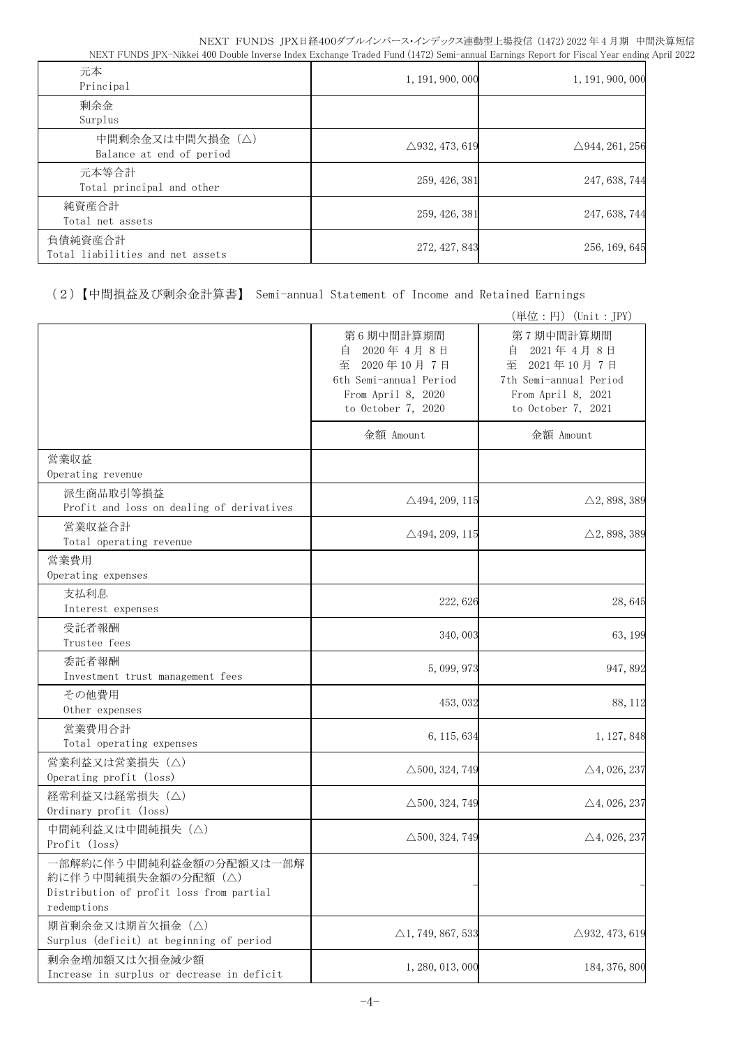| | | |
|---|---|---|
| 元本<br>Principal | 1,191,900,000 | 1,191,900,000 |
| 剰余金<br>Surplus | | |
| 中間剰余金又は中間欠損金（△）<br>Balance at end of period | △932,473,619 | △944,261,256 |
| 元本等合計<br>Total principal and other | 259,426,381 | 247,638,744 |
| 純資産合計<br>Total net assets | 259,426,381 | 247,638,744 |
| 負債純資産合計<br>Total liabilities and net assets | 272,427,843 | 256,169,645 |

（2）【中間損益及び剰余金計算書】 Semi-annual Statement of Income and Retained Earnings

（単位：円）（Unit：JPY）

| | 第6期中間計算期間<br>自 2020年4月8日<br>至 2020年10月7日<br>6th Semi-annual Period<br>From April 8, 2020<br>to October 7, 2020 | 第7期中間計算期間<br>自 2021年4月8日<br>至 2021年10月7日<br>7th Semi-annual Period<br>From April 8, 2021<br>to October 7, 2021 |
|---|---|---|
| | 金額 Amount | 金額 Amount |
| 営業収益<br>Operating revenue | | |
| 派生商品取引等損益<br>Profit and loss on dealing of derivatives | △494,209,115 | △2,898,389 |
| 営業収益合計<br>Total operating revenue | △494,209,115 | △2,898,389 |
| 営業費用<br>Operating expenses | | |
| 支払利息<br>Interest expenses | 222,626 | 28,645 |
| 受託者報酬<br>Trustee fees | 340,003 | 63,199 |
| 委託者報酬<br>Investment trust management fees | 5,099,973 | 947,892 |
| その他費用<br>Other expenses | 453,032 | 88,112 |
| 営業費用合計<br>Total operating expenses | 6,115,634 | 1,127,848 |
| 営業利益又は営業損失（△）<br>Operating profit (loss) | △500,324,749 | △4,026,237 |
| 経常利益又は経常損失（△）<br>Ordinary profit (loss) | △500,324,749 | △4,026,237 |
| 中間純利益又は中間純損失（△）<br>Profit (loss) | △500,324,749 | △4,026,237 |
| 一部解約に伴う中間純利益金額の分配額又は一部解約に伴う中間純損失金額の分配額（△）<br>Distribution of profit loss from partial redemptions | - | - |
| 期首剰余金又は期首欠損金（△）<br>Surplus (deficit) at beginning of period | △1,749,867,533 | △932,473,619 |
| 剰余金増加額又は欠損金減少額<br>Increase in surplus or decrease in deficit | 1,280,013,000 | 184,376,800 |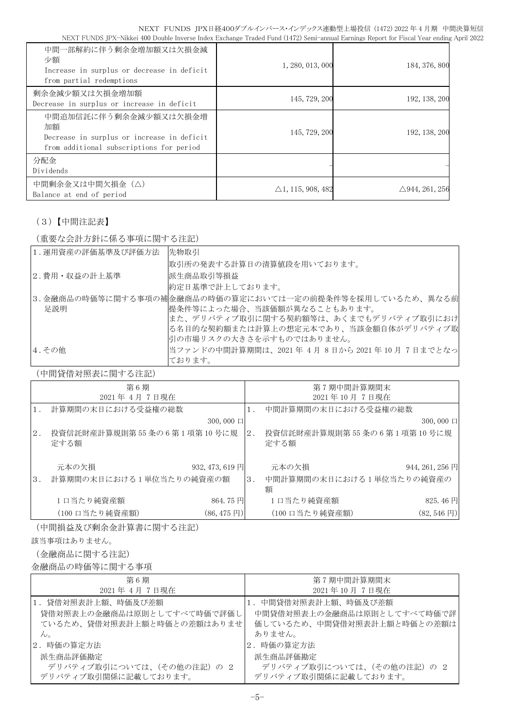| | | |
|---|---|---|
| 中間一部解約に伴う剰余金増加額又は欠損金減少額<br>Increase in surplus or decrease in deficit from partial redemptions | 1,280,013,000 | 184,376,800 |
| 剰余金減少額又は欠損金増加額<br>Decrease in surplus or increase in deficit | 145,729,200 | 192,138,200 |
| 中間追加信託に伴う剰余金減少額又は欠損金増加額<br>Decrease in surplus or increase in deficit from additional subscriptions for period | 145,729,200 | 192,138,200 |
| 分配金<br>Dividends | － | － |
| 中間剰余金又は中間欠損金（△）<br>Balance at end of period | △1,115,908,482 | △944,261,256 |

（3）【中間注記表】

（重要な会計方針に係る事項に関する注記）

| | |
|---|---|
| 1.運用資産の評価基準及び評価方法 | 先物取引<br>取引所の発表する計算日の清算値段を用いております。 |
| 2.費用・収益の計上基準 | 派生商品取引等損益<br>約定日基準で計上しております。 |
| 3.金融商品の時価等に関する事項の補足説明 | 金融商品の時価の算定においては一定の前提条件等を採用しているため、異なる前提条件等によった場合、当該価額が異なることもあります。<br>また、デリバティブ取引に関する契約額等は、あくまでもデリバティブ取引における名目的な契約額または計算上の想定元本であり、当該金額自体がデリバティブ取引の市場リスクの大きさを示すものではありません。 |
| 4.その他 | 当ファンドの中間計算期間は、2021年 4月 8日から 2021年 10月 7日までとなっております。 |

（中間貸借対照表に関する注記）

| 第6期<br>2021年 4月 7日現在 | | 第7期中間計算期間末<br>2021年 10月 7日現在 | |
|---|---|---|---|
| 1. 計算期間の末日における受益権の総数 | 300,000口 | 1. 中間計算期間の末日における受益権の総数 | 300,000口 |
| 2. 投資信託財産計算規則第55条の6第1項第10号に規定する額 | | 2. 投資信託財産計算規則第55条の6第1項第10号に規定する額 | |
| 元本の欠損 | 932,473,619円 | 元本の欠損 | 944,261,256円 |
| 3. 計算期間の末日における1単位当たりの純資産の額 | | 3. 中間計算期間の末日における1単位当たりの純資産の額 | |
| 1口当たり純資産額 | 864.75円 | 1口当たり純資産額 | 825.46円 |
| （100口当たり純資産額） | (86,475円) | （100口当たり純資産額） | (82,546円) |

（中間損益及び剰余金計算書に関する注記）

該当事項はありません。

（金融商品に関する注記）

金融商品の時価等に関する事項

| 第6期<br>2021年 4月 7日現在 | 第7期中間計算期間末<br>2021年 10月 7日現在 |
|---|---|
| 1. 貸借対照表計上額、時価及び差額<br>貸借対照表上の金融商品は原則としてすべて時価で評価しているため、貸借対照表計上額と時価との差額はありません。 | 1. 中間貸借対照表計上額、時価及び差額<br>中間貸借対照表上の金融商品は原則としてすべて時価で評価しているため、中間貸借対照表計上額と時価との差額はありません。 |
| 2. 時価の算定方法<br>派生商品評価勘定<br>デリバティブ取引については、（その他の注記）の 2 デリバティブ取引関係に記載しております。 | 2. 時価の算定方法<br>派生商品評価勘定<br>デリバティブ取引については、（その他の注記）の 2 デリバティブ取引関係に記載しております。 |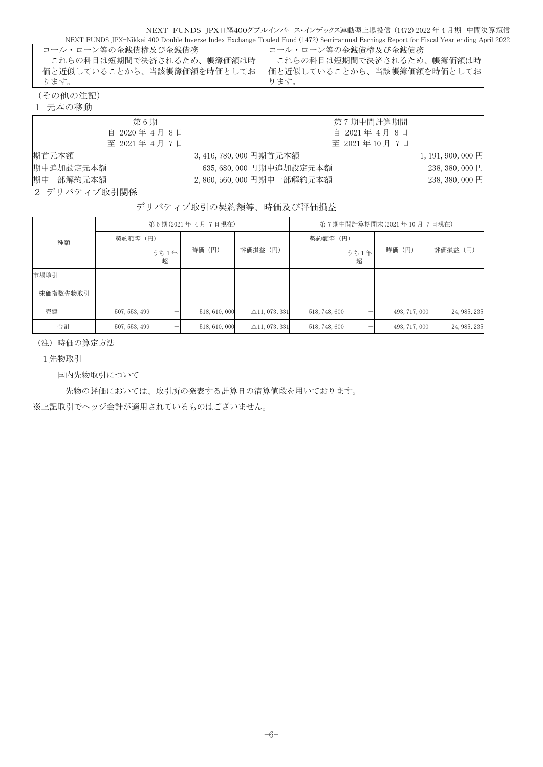| | |
|---|---|
| コール・ローン等の金銭債権及び金銭債務<br>これらの科目は短期間で決済されるため、帳簿価額は時価と近似していることから、当該帳簿価額を時価としております。 | コール・ローン等の金銭債権及び金銭債務<br>これらの科目は短期間で決済されるため、帳簿価額は時価と近似していることから、当該帳簿価額を時価としております。 |

（その他の注記）

1 元本の移動

| 第6期<br>自 2020年 4月 8日<br>至 2021年 4月 7日 | | 第7期中間計算期間<br>自 2021年 4月 8日<br>至 2021年10月 7日 | |
|---|---|---|---|
| 期首元本額 | 3,416,780,000円 | 期首元本額 | 1,191,900,000円 |
| 期中追加設定元本額 | 635,680,000円 | 期中追加設定元本額 | 238,380,000円 |
| 期中一部解約元本額 | 2,860,560,000円 | 期中一部解約元本額 | 238,380,000円 |

2 デリバティブ取引関係

デリバティブ取引の契約額等、時価及び評価損益

| 種類 | 第6期(2021年 4月 7日現在) | | | | 第7期中間計算期間末(2021年10月 7日現在) | | | |
|---|---|---|---|---|---|---|---|---|
| | 契約額等（円） | うち1年超 | 時価（円） | 評価損益（円） | 契約額等（円） | うち1年超 | 時価（円） | 評価損益（円） |
| 市場取引 | | | | | | | | |
| 株価指数先物取引 | | | | | | | | |
| 売建 | 507,553,499 | － | 518,610,000 | △11,073,331 | 518,748,600 | － | 493,717,000 | 24,985,235 |
| 合計 | 507,553,499 | － | 518,610,000 | △11,073,331 | 518,748,600 | － | 493,717,000 | 24,985,235 |

（注）時価の算定方法

1 先物取引

国内先物取引について

先物の評価においては、取引所の発表する計算日の清算値段を用いております。

※上記取引でヘッジ会計が適用されているものはございません。